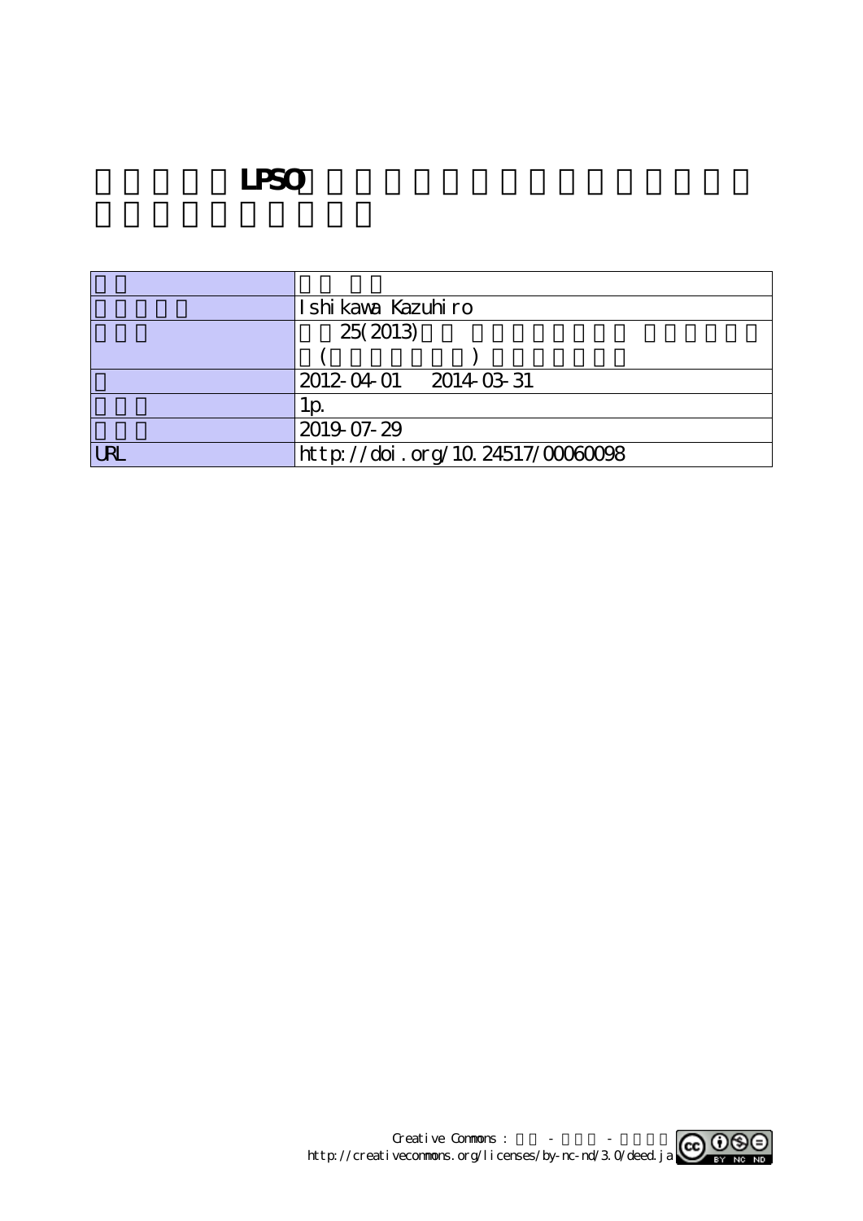# LPSO

| | |
|---|---|
| | |
| | Ishikawa Kazuhiro |
| | 25(2013) ( ) |
| | 2012-04-01 2014-03-31 |
| | 1p. |
| | 2019-07-29 |
| URL | http://doi.org/10.24517/00060098 |

Creative Commons : - -
http://creativecommons.org/licenses/by-nc-nd/3.0/deed.ja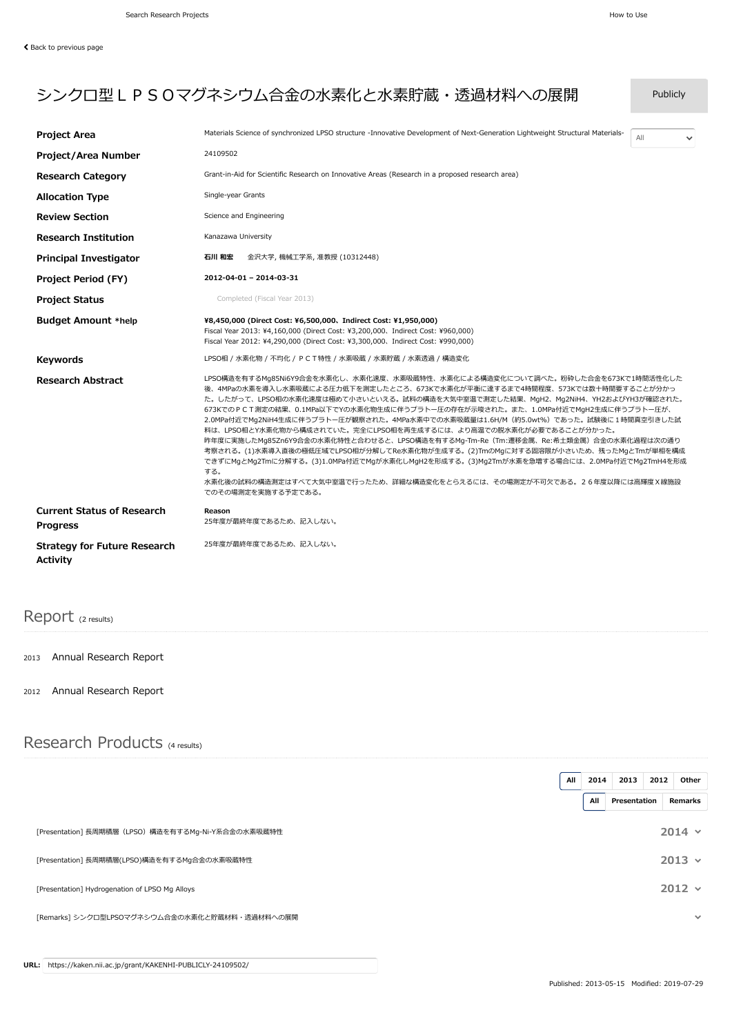Search Research Projects　　How to Use

Back to previous page

# シンクロ型ＬＰＳＯマグネシウム合金の水素化と水素貯蔵・透過材料への展開

Publicly

| | |
|---|---|
| **Project Area** | Materials Science of synchronized LPSO structure -Innovative Development of Next-Generation Lightweight Structural Materials- |
| **Project/Area Number** | 24109502 |
| **Research Category** | Grant-in-Aid for Scientific Research on Innovative Areas (Research in a proposed research area) |
| **Allocation Type** | Single-year Grants |
| **Review Section** | Science and Engineering |
| **Research Institution** | Kanazawa University |
| **Principal Investigator** | **石川 和宏**　金沢大学, 機械工学系, 准教授 (10312448) |
| **Project Period (FY)** | **2012-04-01 – 2014-03-31** |
| **Project Status** | Completed (Fiscal Year 2013) |
| **Budget Amount *help** | **¥8,450,000 (Direct Cost: ¥6,500,000、Indirect Cost: ¥1,950,000)**<br>Fiscal Year 2013: ¥4,160,000 (Direct Cost: ¥3,200,000、Indirect Cost: ¥960,000)<br>Fiscal Year 2012: ¥4,290,000 (Direct Cost: ¥3,300,000、Indirect Cost: ¥990,000) |
| **Keywords** | LPSO相 / 水素化物 / 不均化 / ＰＣＴ特性 / 水素吸蔵 / 水素貯蔵 / 水素透過 / 構造変化 |
| **Research Abstract** | LPSO構造を有するMg85Ni6Y9合金を水素化し、水素化速度、水素吸蔵特性、水素化による構造変化について調べた。粉砕した合金を673Kで1時間活性化した後、4MPaの水素を導入し水素吸蔵による圧力低下を測定したところ、673Kで水素化が平衡に達するまで4時間程度、573Kでは数十時間要することが分かった。したがって、LPSO相の水素化速度は極めて小さいといえる。試料の構造を大気中室温で測定した結果、MgH2、Mg2NiH4、YH2およびYH3が確認された。673KでのＰＣＴ測定の結果、0.1MPa以下でYの水素化物生成に伴うプラトー圧の存在が示唆された。また、1.0MPa付近でMgH2生成に伴うプラトー圧が、2.0MPa付近でMg2NiH4生成に伴うプラトー圧が観察された。4MPa水素中での水素吸蔵量は1.6H/M（約5.0wt%）であった。試験後に１時間真空引きした試料は、LPSO相とY水素化物から構成されていた。完全にLPSO相を再生成するには、より高温での脱水素化が必要であることが分かった。<br>昨年度に実施したMg85Zn6Y9合金の水素化特性と合わせると、LPSO構造を有するMg-Tm-Re（Tm:遷移金属、Re:希土類金属）合金の水素化過程は次の通り考察される。(1)水素導入直後の極低圧域でLPSO相が分解してRe水素化物が生成する。(2)TmのMgに対する固溶限が小さいため、残ったMgとTmが単相を構成できずにMgとMg2Tmに分解する。(3)1.0MPa付近でMgが水素化しMgH2を形成する。(3)Mg2Tmが水素を急増する場合には、2.0MPa付近でMg2TmH4を形成する。<br>水素化後の試料の構造測定はすべて大気中室温で行ったため、詳細な構造変化をとらえるには、その場測定が不可欠である。２６年度以降には高輝度Ｘ線施設でのその場測定を実施する予定である。 |
| **Current Status of Research Progress** | **Reason**<br>25年度が最終年度であるため、記入しない。 |
| **Strategy for Future Research Activity** | 25年度が最終年度であるため、記入しない。 |

## Report (2 results)

2013　Annual Research Report

2012　Annual Research Report

## Research Products (4 results)

All | 2014 | 2013 | 2012 | Other

All | Presentation | Remarks

[Presentation] 長周期積層（LPSO）構造を有するMg-Ni-Y系合金の水素吸蔵特性　2014

[Presentation] 長周期積層(LPSO)構造を有するMg合金の水素吸蔵特性　2013

[Presentation] Hydrogenation of LPSO Mg Alloys　2012

[Remarks] シンクロ型LPSOマグネシウム合金の水素化と貯蔵材料・透過材料への展開

**URL:** https://kaken.nii.ac.jp/grant/KAKENHI-PUBLICLY-24109502/

Published: 2013-05-15　Modified: 2019-07-29